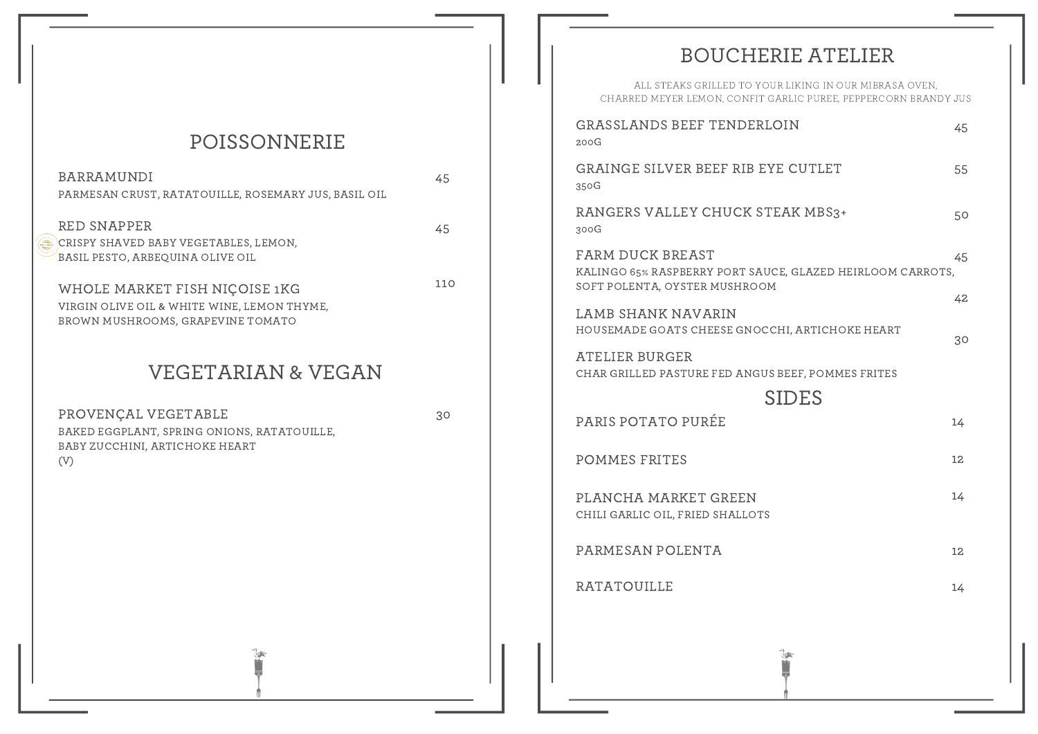## POISSONNERIE

**BARRAMUNDI** — 45
PARMESAN CRUST, RATATOUILLE, ROSEMARY JUS, BASIL OIL

**RED SNAPPER** — 45
CRISPY SHAVED BABY VEGETABLES, LEMON,
BASIL PESTO, ARBEQUINA OLIVE OIL

**WHOLE MARKET FISH NIÇOISE 1KG** — 110
VIRGIN OLIVE OIL & WHITE WINE, LEMON THYME,
BROWN MUSHROOMS, GRAPEVINE TOMATO

## VEGETARIAN & VEGAN

**PROVENÇAL VEGETABLE** — 30
BAKED EGGPLANT, SPRING ONIONS, RATATOUILLE,
BABY ZUCCHINI, ARTICHOKE HEART
(V)

## BOUCHERIE ATELIER

ALL STEAKS GRILLED TO YOUR LIKING IN OUR MIBRASA OVEN,
CHARRED MEYER LEMON, CONFIT GARLIC PUREE, PEPPERCORN BRANDY JUS

**GRASSLANDS BEEF TENDERLOIN** — 45
200G

**GRAINGE SILVER BEEF RIB EYE CUTLET** — 55
350G

**RANGERS VALLEY CHUCK STEAK MBS3+** — 50
300G

**FARM DUCK BREAST** — 45
KALINGO 65% RASPBERRY PORT SAUCE, GLAZED HEIRLOOM CARROTS,
SOFT POLENTA, OYSTER MUSHROOM

**LAMB SHANK NAVARIN** — 42
HOUSEMADE GOATS CHEESE GNOCCHI, ARTICHOKE HEART

**ATELIER BURGER** — 30
CHAR GRILLED PASTURE FED ANGUS BEEF, POMMES FRITES

## SIDES

**PARIS POTATO PURÉE** — 14

**POMMES FRITES** — 12

**PLANCHA MARKET GREEN** — 14
CHILI GARLIC OIL, FRIED SHALLOTS

**PARMESAN POLENTA** — 12

**RATATOUILLE** — 14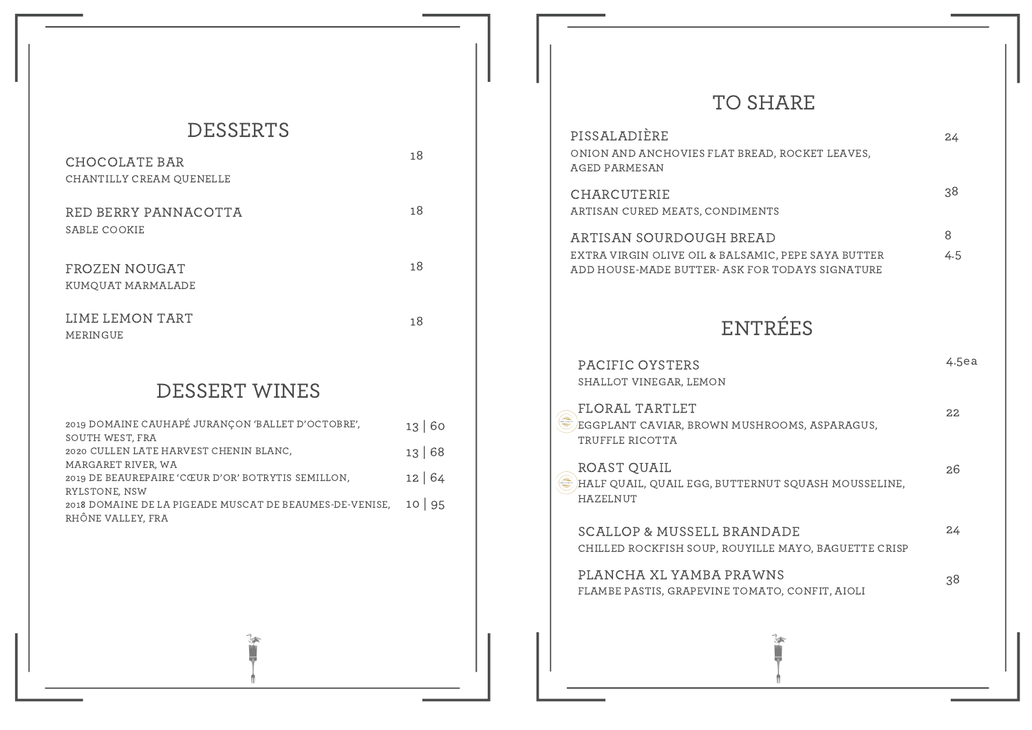## DESSERTS

**CHOCOLATE BAR** — 18
CHANTILLY CREAM QUENELLE

**RED BERRY PANNACOTTA** — 18
SABLE COOKIE

**FROZEN NOUGAT** — 18
KUMQUAT MARMALADE

**LIME LEMON TART** — 18
MERINGUE

## DESSERT WINES

| | |
|---|---|
| 2019 DOMAINE CAUHAPÉ JURANÇON 'BALLET D'OCTOBRE', SOUTH WEST, FRA | 13 \| 60 |
| 2020 CULLEN LATE HARVEST CHENIN BLANC, MARGARET RIVER, WA | 13 \| 68 |
| 2019 DE BEAUREPAIRE 'CŒUR D'OR' BOTRYTIS SEMILLON, RYLSTONE, NSW | 12 \| 64 |
| 2018 DOMAINE DE LA PIGEADE MUSCAT DE BEAUMES-DE-VENISE, RHÔNE VALLEY, FRA | 10 \| 95 |

## TO SHARE

**PISSALADIÈRE** — 24
ONION AND ANCHOVIES FLAT BREAD, ROCKET LEAVES, AGED PARMESAN

**CHARCUTERIE** — 38
ARTISAN CURED MEATS, CONDIMENTS

**ARTISAN SOURDOUGH BREAD** — 8
EXTRA VIRGIN OLIVE OIL & BALSAMIC, PEPE SAYA BUTTER
ADD HOUSE-MADE BUTTER- ASK FOR TODAYS SIGNATURE — 4.5

## ENTRÉES

**PACIFIC OYSTERS** — 4.5ea
SHALLOT VINEGAR, LEMON

**FLORAL TARTLET** — 22
EGGPLANT CAVIAR, BROWN MUSHROOMS, ASPARAGUS, TRUFFLE RICOTTA

**ROAST QUAIL** — 26
HALF QUAIL, QUAIL EGG, BUTTERNUT SQUASH MOUSSELINE, HAZELNUT

**SCALLOP & MUSSELL BRANDADE** — 24
CHILLED ROCKFISH SOUP, ROUYILLE MAYO, BAGUETTE CRISP

**PLANCHA XL YAMBA PRAWNS** — 38
FLAMBE PASTIS, GRAPEVINE TOMATO, CONFIT, AIOLI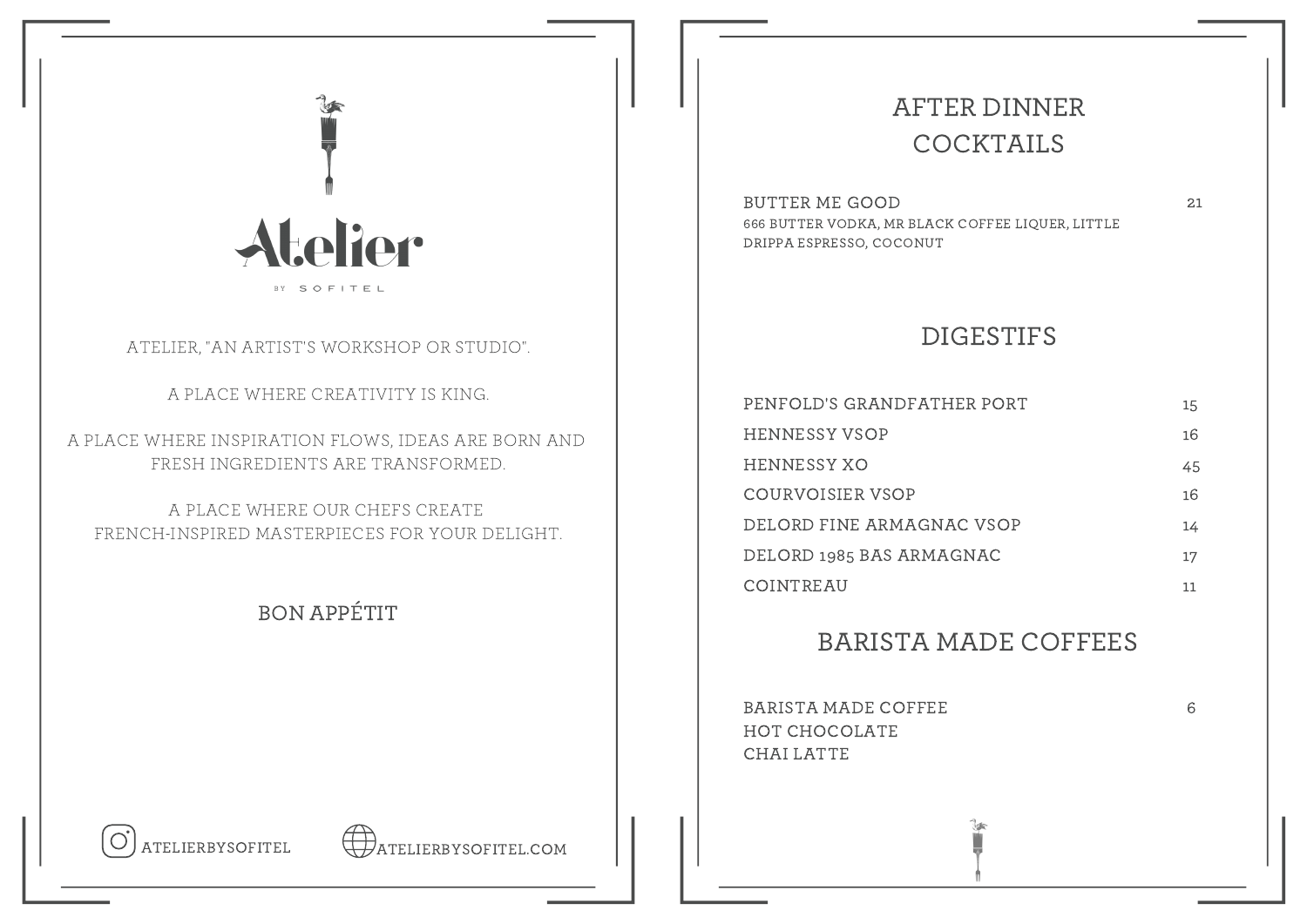# Atelier

BY SOFITEL

ATELIER, "AN ARTIST'S WORKSHOP OR STUDIO".

A PLACE WHERE CREATIVITY IS KING.

A PLACE WHERE INSPIRATION FLOWS, IDEAS ARE BORN AND FRESH INGREDIENTS ARE TRANSFORMED.

A PLACE WHERE OUR CHEFS CREATE FRENCH-INSPIRED MASTERPIECES FOR YOUR DELIGHT.

BON APPÉTIT

ATELIERBYSOFITEL

ATELIERBYSOFITEL.COM

## AFTER DINNER COCKTAILS

BUTTER ME GOOD — 21
666 BUTTER VODKA, MR BLACK COFFEE LIQUER, LITTLE DRIPPA ESPRESSO, COCONUT

## DIGESTIFS

| | |
|---|---|
| PENFOLD'S GRANDFATHER PORT | 15 |
| HENNESSY VSOP | 16 |
| HENNESSY XO | 45 |
| COURVOISIER VSOP | 16 |
| DELORD FINE ARMAGNAC VSOP | 14 |
| DELORD 1985 BAS ARMAGNAC | 17 |
| COINTREAU | 11 |

## BARISTA MADE COFFEES

BARISTA MADE COFFEE — 6
HOT CHOCOLATE
CHAI LATTE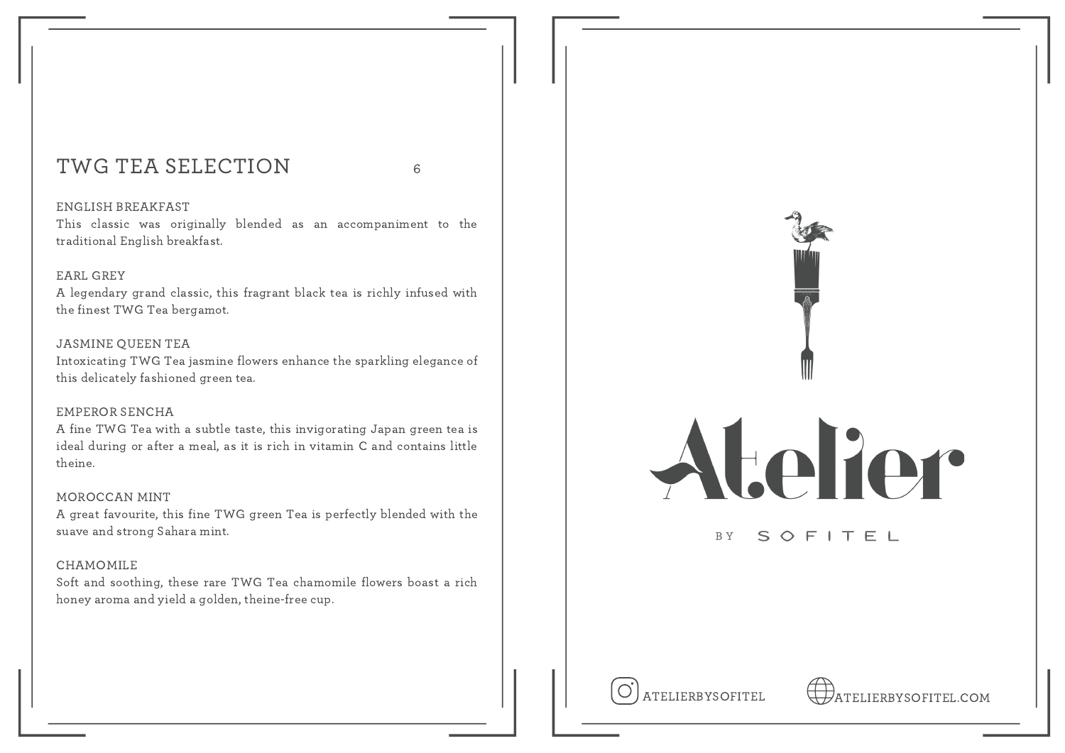## TWG TEA SELECTION 6

ENGLISH BREAKFAST
This classic was originally blended as an accompaniment to the traditional English breakfast.

EARL GREY
A legendary grand classic, this fragrant black tea is richly infused with the finest TWG Tea bergamot.

JASMINE QUEEN TEA
Intoxicating TWG Tea jasmine flowers enhance the sparkling elegance of this delicately fashioned green tea.

EMPEROR SENCHA
A fine TWG Tea with a subtle taste, this invigorating Japan green tea is ideal during or after a meal, as it is rich in vitamin C and contains little theine.

MOROCCAN MINT
A great favourite, this fine TWG green Tea is perfectly blended with the suave and strong Sahara mint.

CHAMOMILE
Soft and soothing, these rare TWG Tea chamomile flowers boast a rich honey aroma and yield a golden, theine-free cup.

Atelier

BY SOFITEL

ATELIERBYSOFITEL ATELIERBYSOFITEL.COM